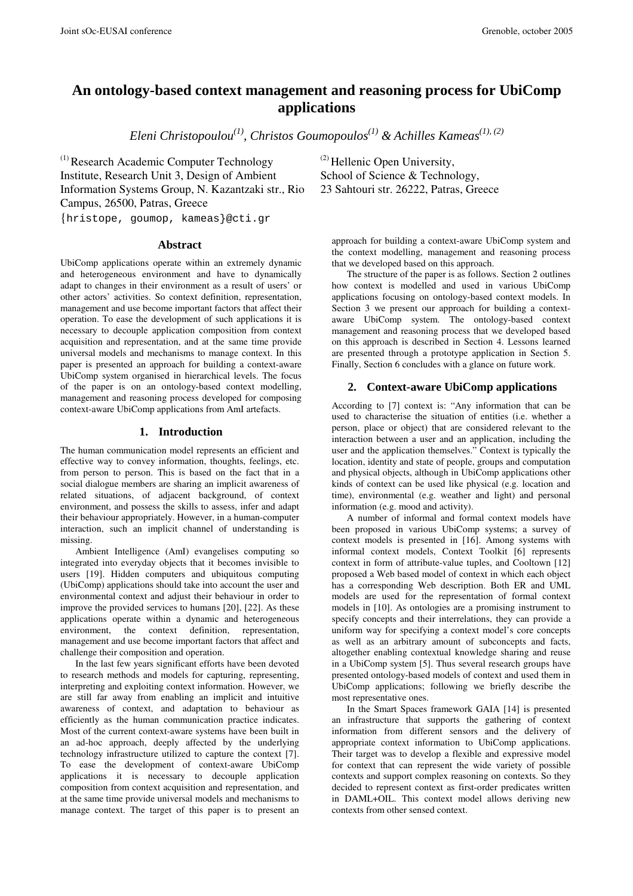# An ontology-based context management and reasoning process for UbiComp applications

*Eleni Christopoulou[(1)], Christos Goumopoulos[(1)] & Achilles Kameas[(1), (2)]*

[(1)] Research Academic Computer Technology Institute, Research Unit 3, Design of Ambient Information Systems Group, N. Kazantzaki str., Rio Campus, 26500, Patras, Greece

{hristope, goumop, kameas}@cti.gr

[(2)] Hellenic Open University, School of Science & Technology, 23 Sahtouri str. 26222, Patras, Greece

### Abstract

UbiComp applications operate within an extremely dynamic and heterogeneous environment and have to dynamically adapt to changes in their environment as a result of users' or other actors' activities. So context definition, representation, management and use become important factors that affect their operation. To ease the development of such applications it is necessary to decouple application composition from context acquisition and representation, and at the same time provide universal models and mechanisms to manage context. In this paper is presented an approach for building a context-aware UbiComp system organised in hierarchical levels. The focus of the paper is on an ontology-based context modelling, management and reasoning process developed for composing context-aware UbiComp applications from AmI artefacts.

## 1. Introduction

The human communication model represents an efficient and effective way to convey information, thoughts, feelings, etc. from person to person. This is based on the fact that in a social dialogue members are sharing an implicit awareness of related situations, of adjacent background, of context environment, and possess the skills to assess, infer and adapt their behaviour appropriately. However, in a human-computer interaction, such an implicit channel of understanding is missing.

Ambient Intelligence (AmI) evangelises computing so integrated into everyday objects that it becomes invisible to users [19]. Hidden computers and ubiquitous computing (UbiComp) applications should take into account the user and environmental context and adjust their behaviour in order to improve the provided services to humans [20], [22]. As these applications operate within a dynamic and heterogeneous environment, the context definition, representation, management and use become important factors that affect and challenge their composition and operation.

In the last few years significant efforts have been devoted to research methods and models for capturing, representing, interpreting and exploiting context information. However, we are still far away from enabling an implicit and intuitive awareness of context, and adaptation to behaviour as efficiently as the human communication practice indicates. Most of the current context-aware systems have been built in an ad-hoc approach, deeply affected by the underlying technology infrastructure utilized to capture the context [7]. To ease the development of context-aware UbiComp applications it is necessary to decouple application composition from context acquisition and representation, and at the same time provide universal models and mechanisms to manage context. The target of this paper is to present an approach for building a context-aware UbiComp system and the context modelling, management and reasoning process that we developed based on this approach.

The structure of the paper is as follows. Section 2 outlines how context is modelled and used in various UbiComp applications focusing on ontology-based context models. In Section 3 we present our approach for building a context-aware UbiComp system. The ontology-based context management and reasoning process that we developed based on this approach is described in Section 4. Lessons learned are presented through a prototype application in Section 5. Finally, Section 6 concludes with a glance on future work.

## 2. Context-aware UbiComp applications

According to [7] context is: "Any information that can be used to characterise the situation of entities (i.e. whether a person, place or object) that are considered relevant to the interaction between a user and an application, including the user and the application themselves." Context is typically the location, identity and state of people, groups and computation and physical objects, although in UbiComp applications other kinds of context can be used like physical (e.g. location and time), environmental (e.g. weather and light) and personal information (e.g. mood and activity).

A number of informal and formal context models have been proposed in various UbiComp systems; a survey of context models is presented in [16]. Among systems with informal context models, Context Toolkit [6] represents context in form of attribute-value tuples, and Cooltown [12] proposed a Web based model of context in which each object has a corresponding Web description. Both ER and UML models are used for the representation of formal context models in [10]. As ontologies are a promising instrument to specify concepts and their interrelations, they can provide a uniform way for specifying a context model's core concepts as well as an arbitrary amount of subconcepts and facts, altogether enabling contextual knowledge sharing and reuse in a UbiComp system [5]. Thus several research groups have presented ontology-based models of context and used them in UbiComp applications; following we briefly describe the most representative ones.

In the Smart Spaces framework GAIA [14] is presented an infrastructure that supports the gathering of context information from different sensors and the delivery of appropriate context information to UbiComp applications. Their target was to develop a flexible and expressive model for context that can represent the wide variety of possible contexts and support complex reasoning on contexts. So they decided to represent context as first-order predicates written in DAML+OIL. This context model allows deriving new contexts from other sensed context.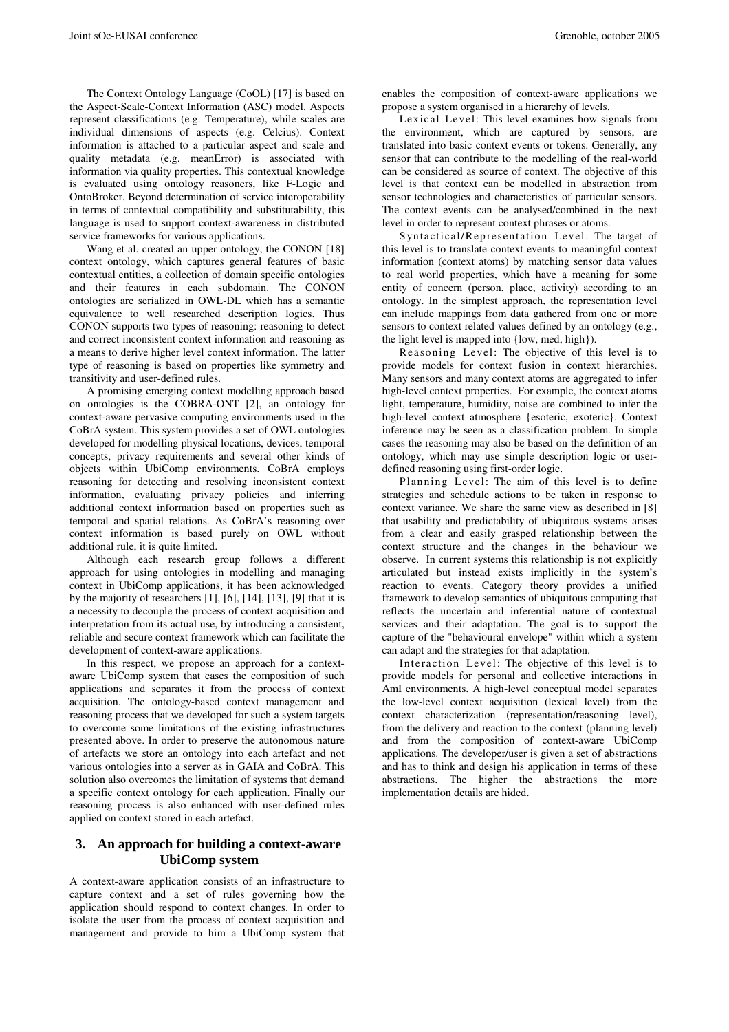The Context Ontology Language (CoOL) [17] is based on the Aspect-Scale-Context Information (ASC) model. Aspects represent classifications (e.g. Temperature), while scales are individual dimensions of aspects (e.g. Celcius). Context information is attached to a particular aspect and scale and quality metadata (e.g. meanError) is associated with information via quality properties. This contextual knowledge is evaluated using ontology reasoners, like F-Logic and OntoBroker. Beyond determination of service interoperability in terms of contextual compatibility and substitutability, this language is used to support context-awareness in distributed service frameworks for various applications.

Wang et al. created an upper ontology, the CONON [18] context ontology, which captures general features of basic contextual entities, a collection of domain specific ontologies and their features in each subdomain. The CONON ontologies are serialized in OWL-DL which has a semantic equivalence to well researched description logics. Thus CONON supports two types of reasoning: reasoning to detect and correct inconsistent context information and reasoning as a means to derive higher level context information. The latter type of reasoning is based on properties like symmetry and transitivity and user-defined rules.

A promising emerging context modelling approach based on ontologies is the COBRA-ONT [2], an ontology for context-aware pervasive computing environments used in the CoBrA system. This system provides a set of OWL ontologies developed for modelling physical locations, devices, temporal concepts, privacy requirements and several other kinds of objects within UbiComp environments. CoBrA employs reasoning for detecting and resolving inconsistent context information, evaluating privacy policies and inferring additional context information based on properties such as temporal and spatial relations. As CoBrA's reasoning over context information is based purely on OWL without additional rule, it is quite limited.

Although each research group follows a different approach for using ontologies in modelling and managing context in UbiComp applications, it has been acknowledged by the majority of researchers [1], [6], [14], [13], [9] that it is a necessity to decouple the process of context acquisition and interpretation from its actual use, by introducing a consistent, reliable and secure context framework which can facilitate the development of context-aware applications.

In this respect, we propose an approach for a context-aware UbiComp system that eases the composition of such applications and separates it from the process of context acquisition. The ontology-based context management and reasoning process that we developed for such a system targets to overcome some limitations of the existing infrastructures presented above. In order to preserve the autonomous nature of artefacts we store an ontology into each artefact and not various ontologies into a server as in GAIA and CoBrA. This solution also overcomes the limitation of systems that demand a specific context ontology for each application. Finally our reasoning process is also enhanced with user-defined rules applied on context stored in each artefact.

## 3. An approach for building a context-aware UbiComp system

A context-aware application consists of an infrastructure to capture context and a set of rules governing how the application should respond to context changes. In order to isolate the user from the process of context acquisition and management and provide to him a UbiComp system that enables the composition of context-aware applications we propose a system organised in a hierarchy of levels.

Lexical Level: This level examines how signals from the environment, which are captured by sensors, are translated into basic context events or tokens. Generally, any sensor that can contribute to the modelling of the real-world can be considered as source of context. The objective of this level is that context can be modelled in abstraction from sensor technologies and characteristics of particular sensors. The context events can be analysed/combined in the next level in order to represent context phrases or atoms.

Syntactical/Representation Level: The target of this level is to translate context events to meaningful context information (context atoms) by matching sensor data values to real world properties, which have a meaning for some entity of concern (person, place, activity) according to an ontology. In the simplest approach, the representation level can include mappings from data gathered from one or more sensors to context related values defined by an ontology (e.g., the light level is mapped into {low, med, high}).

Reasoning Level: The objective of this level is to provide models for context fusion in context hierarchies. Many sensors and many context atoms are aggregated to infer high-level context properties. For example, the context atoms light, temperature, humidity, noise are combined to infer the high-level context atmosphere {esoteric, exoteric}. Context inference may be seen as a classification problem. In simple cases the reasoning may also be based on the definition of an ontology, which may use simple description logic or user-defined reasoning using first-order logic.

Planning Level: The aim of this level is to define strategies and schedule actions to be taken in response to context variance. We share the same view as described in [8] that usability and predictability of ubiquitous systems arises from a clear and easily grasped relationship between the context structure and the changes in the behaviour we observe. In current systems this relationship is not explicitly articulated but instead exists implicitly in the system's reaction to events. Category theory provides a unified framework to develop semantics of ubiquitous computing that reflects the uncertain and inferential nature of contextual services and their adaptation. The goal is to support the capture of the "behavioural envelope" within which a system can adapt and the strategies for that adaptation.

Interaction Level: The objective of this level is to provide models for personal and collective interactions in AmI environments. A high-level conceptual model separates the low-level context acquisition (lexical level) from the context characterization (representation/reasoning level), from the delivery and reaction to the context (planning level) and from the composition of context-aware UbiComp applications. The developer/user is given a set of abstractions and has to think and design his application in terms of these abstractions. The higher the abstractions the more implementation details are hided.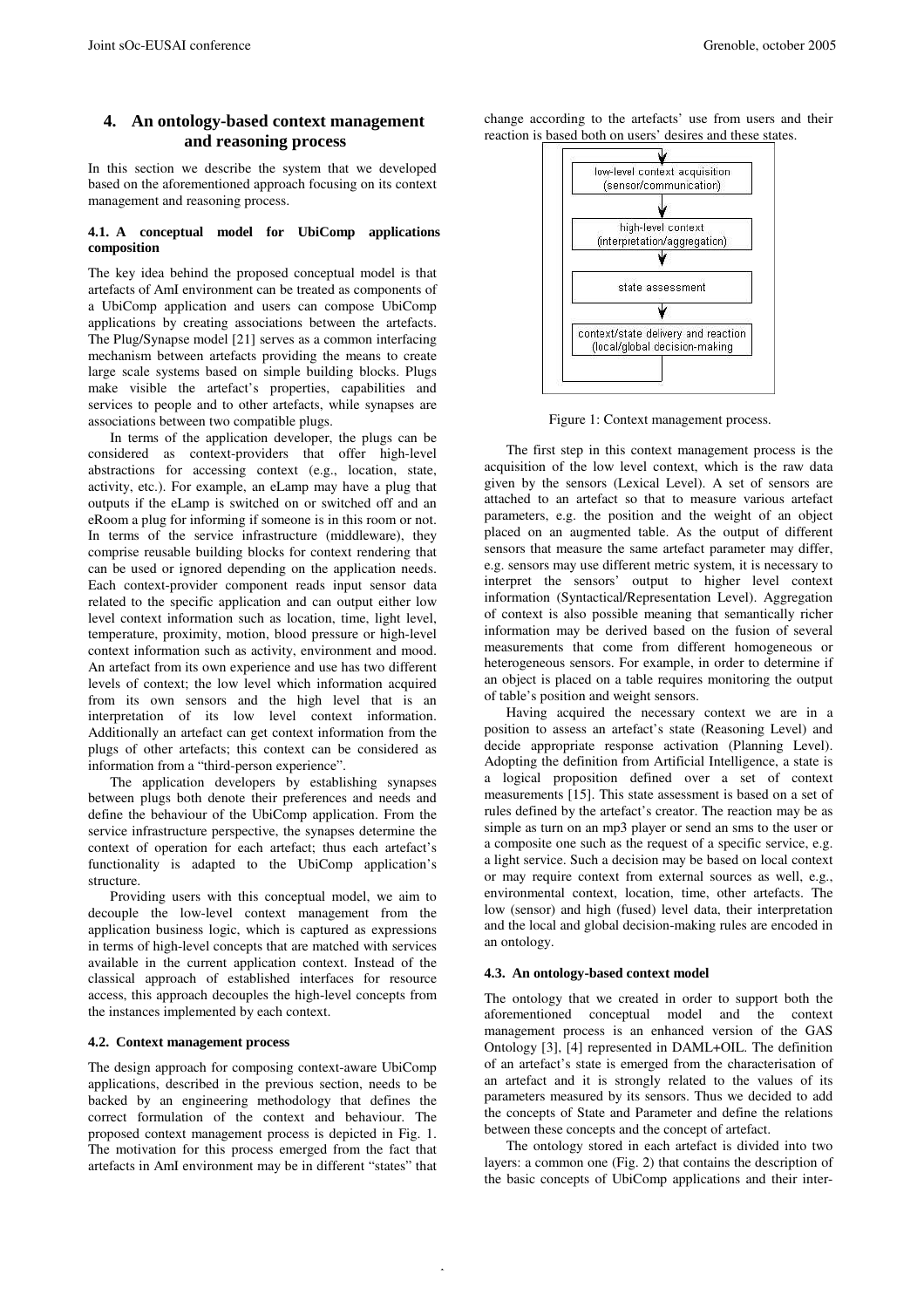## 4. An ontology-based context management and reasoning process

In this section we describe the system that we developed based on the aforementioned approach focusing on its context management and reasoning process.

### 4.1. A conceptual model for UbiComp applications composition

The key idea behind the proposed conceptual model is that artefacts of AmI environment can be treated as components of a UbiComp application and users can compose UbiComp applications by creating associations between the artefacts. The Plug/Synapse model [21] serves as a common interfacing mechanism between artefacts providing the means to create large scale systems based on simple building blocks. Plugs make visible the artefact's properties, capabilities and services to people and to other artefacts, while synapses are associations between two compatible plugs.

In terms of the application developer, the plugs can be considered as context-providers that offer high-level abstractions for accessing context (e.g., location, state, activity, etc.). For example, an eLamp may have a plug that outputs if the eLamp is switched on or switched off and an eRoom a plug for informing if someone is in this room or not. In terms of the service infrastructure (middleware), they comprise reusable building blocks for context rendering that can be used or ignored depending on the application needs. Each context-provider component reads input sensor data related to the specific application and can output either low level context information such as location, time, light level, temperature, proximity, motion, blood pressure or high-level context information such as activity, environment and mood. An artefact from its own experience and use has two different levels of context; the low level which information acquired from its own sensors and the high level that is an interpretation of its low level context information. Additionally an artefact can get context information from the plugs of other artefacts; this context can be considered as information from a "third-person experience".

The application developers by establishing synapses between plugs both denote their preferences and needs and define the behaviour of the UbiComp application. From the service infrastructure perspective, the synapses determine the context of operation for each artefact; thus each artefact's functionality is adapted to the UbiComp application's structure.

Providing users with this conceptual model, we aim to decouple the low-level context management from the application business logic, which is captured as expressions in terms of high-level concepts that are matched with services available in the current application context. Instead of the classical approach of established interfaces for resource access, this approach decouples the high-level concepts from the instances implemented by each context.

### 4.2. Context management process

The design approach for composing context-aware UbiComp applications, described in the previous section, needs to be backed by an engineering methodology that defines the correct formulation of the context and behaviour. The proposed context management process is depicted in Fig. 1. The motivation for this process emerged from the fact that artefacts in AmI environment may be in different "states" that change according to the artefacts' use from users and their reaction is based both on users' desires and these states.

low-level context acquisition (sensor/communication)

high-level context (interpretation/aggregation)

state assessment

context/state delivery and reaction (local/global decision-making)

Figure 1: Context management process.

The first step in this context management process is the acquisition of the low level context, which is the raw data given by the sensors (Lexical Level). A set of sensors are attached to an artefact so that to measure various artefact parameters, e.g. the position and the weight of an object placed on an augmented table. As the output of different sensors that measure the same artefact parameter may differ, e.g. sensors may use different metric system, it is necessary to interpret the sensors' output to higher level context information (Syntactical/Representation Level). Aggregation of context is also possible meaning that semantically richer information may be derived based on the fusion of several measurements that come from different homogeneous or heterogeneous sensors. For example, in order to determine if an object is placed on a table requires monitoring the output of table's position and weight sensors.

Having acquired the necessary context we are in a position to assess an artefact's state (Reasoning Level) and decide appropriate response activation (Planning Level). Adopting the definition from Artificial Intelligence, a state is a logical proposition defined over a set of context measurements [15]. This state assessment is based on a set of rules defined by the artefact's creator. The reaction may be as simple as turn on an mp3 player or send an sms to the user or a composite one such as the request of a specific service, e.g. a light service. Such a decision may be based on local context or may require context from external sources as well, e.g., environmental context, location, time, other artefacts. The low (sensor) and high (fused) level data, their interpretation and the local and global decision-making rules are encoded in an ontology.

### 4.3. An ontology-based context model

The ontology that we created in order to support both the aforementioned conceptual model and the context management process is an enhanced version of the GAS Ontology [3], [4] represented in DAML+OIL. The definition of an artefact's state is emerged from the characterisation of an artefact and it is strongly related to the values of its parameters measured by its sensors. Thus we decided to add the concepts of State and Parameter and define the relations between these concepts and the concept of artefact.

The ontology stored in each artefact is divided into two layers: a common one (Fig. 2) that contains the description of the basic concepts of UbiComp applications and their inter-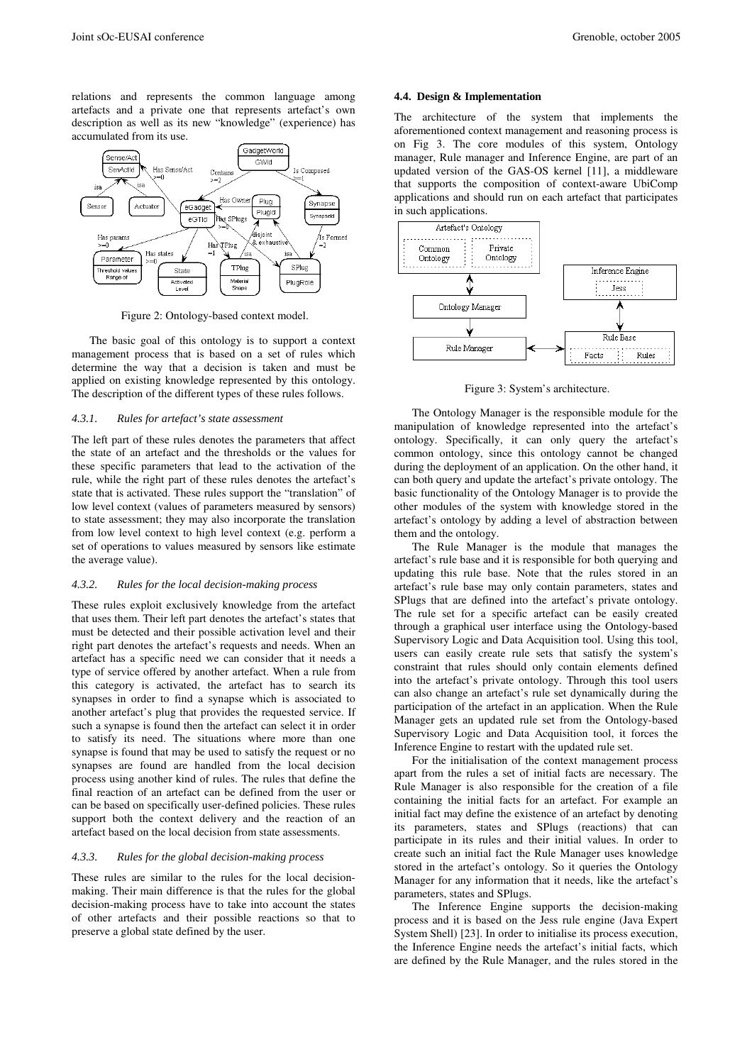relations and represents the common language among artefacts and a private one that represents artefact's own description as well as its new "knowledge" (experience) has accumulated from its use.

Figure 2: Ontology-based context model.

The basic goal of this ontology is to support a context management process that is based on a set of rules which determine the way that a decision is taken and must be applied on existing knowledge represented by this ontology. The description of the different types of these rules follows.

#### *4.3.1. Rules for artefact's state assessment*

The left part of these rules denotes the parameters that affect the state of an artefact and the thresholds or the values for these specific parameters that lead to the activation of the rule, while the right part of these rules denotes the artefact's state that is activated. These rules support the "translation" of low level context (values of parameters measured by sensors) to state assessment; they may also incorporate the translation from low level context to high level context (e.g. perform a set of operations to values measured by sensors like estimate the average value).

#### *4.3.2. Rules for the local decision-making process*

These rules exploit exclusively knowledge from the artefact that uses them. Their left part denotes the artefact's states that must be detected and their possible activation level and their right part denotes the artefact's requests and needs. When an artefact has a specific need we can consider that it needs a type of service offered by another artefact. When a rule from this category is activated, the artefact has to search its synapses in order to find a synapse which is associated to another artefact's plug that provides the requested service. If such a synapse is found then the artefact can select it in order to satisfy its need. The situations where more than one synapse is found that may be used to satisfy the request or no synapses are found are handled from the local decision process using another kind of rules. The rules that define the final reaction of an artefact can be defined from the user or can be based on specifically user-defined policies. These rules support both the context delivery and the reaction of an artefact based on the local decision from state assessments.

#### *4.3.3. Rules for the global decision-making process*

These rules are similar to the rules for the local decision-making. Their main difference is that the rules for the global decision-making process have to take into account the states of other artefacts and their possible reactions so that to preserve a global state defined by the user.

### **4.4. Design & Implementation**

The architecture of the system that implements the aforementioned context management and reasoning process is on Fig 3. The core modules of this system, Ontology manager, Rule manager and Inference Engine, are part of an updated version of the GAS-OS kernel [11], a middleware that supports the composition of context-aware UbiComp applications and should run on each artefact that participates in such applications.

Figure 3: System's architecture.

The Ontology Manager is the responsible module for the manipulation of knowledge represented into the artefact's ontology. Specifically, it can only query the artefact's common ontology, since this ontology cannot be changed during the deployment of an application. On the other hand, it can both query and update the artefact's private ontology. The basic functionality of the Ontology Manager is to provide the other modules of the system with knowledge stored in the artefact's ontology by adding a level of abstraction between them and the ontology.

The Rule Manager is the module that manages the artefact's rule base and it is responsible for both querying and updating this rule base. Note that the rules stored in an artefact's rule base may only contain parameters, states and SPlugs that are defined into the artefact's private ontology. The rule set for a specific artefact can be easily created through a graphical user interface using the Ontology-based Supervisory Logic and Data Acquisition tool. Using this tool, users can easily create rule sets that satisfy the system's constraint that rules should only contain elements defined into the artefact's private ontology. Through this tool users can also change an artefact's rule set dynamically during the participation of the artefact in an application. When the Rule Manager gets an updated rule set from the Ontology-based Supervisory Logic and Data Acquisition tool, it forces the Inference Engine to restart with the updated rule set.

For the initialisation of the context management process apart from the rules a set of initial facts are necessary. The Rule Manager is also responsible for the creation of a file containing the initial facts for an artefact. For example an initial fact may define the existence of an artefact by denoting its parameters, states and SPlugs (reactions) that can participate in its rules and their initial values. In order to create such an initial fact the Rule Manager uses knowledge stored in the artefact's ontology. So it queries the Ontology Manager for any information that it needs, like the artefact's parameters, states and SPlugs.

The Inference Engine supports the decision-making process and it is based on the Jess rule engine (Java Expert System Shell) [23]. In order to initialise its process execution, the Inference Engine needs the artefact's initial facts, which are defined by the Rule Manager, and the rules stored in the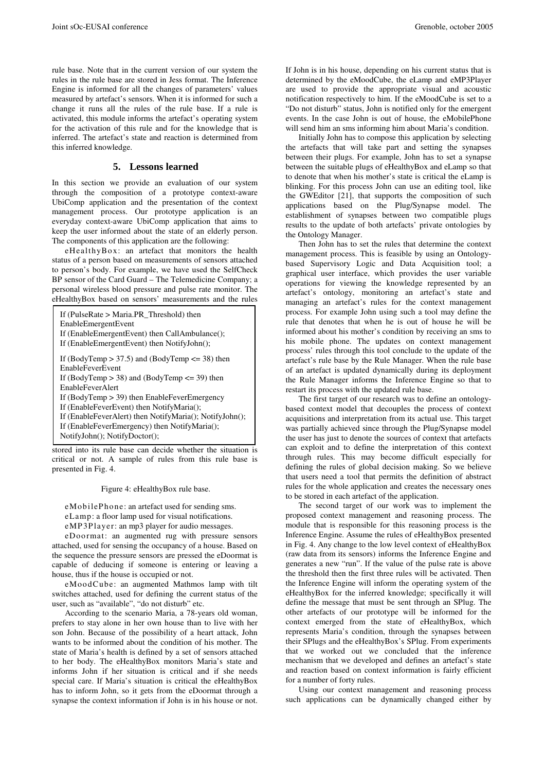rule base. Note that in the current version of our system the rules in the rule base are stored in Jess format. The Inference Engine is informed for all the changes of parameters' values measured by artefact's sensors. When it is informed for such a change it runs all the rules of the rule base. If a rule is activated, this module informs the artefact's operating system for the activation of this rule and for the knowledge that is inferred. The artefact's state and reaction is determined from this inferred knowledge.

## 5. Lessons learned

In this section we provide an evaluation of our system through the composition of a prototype context-aware UbiComp application and the presentation of the context management process. Our prototype application is an everyday context-aware UbiComp application that aims to keep the user informed about the state of an elderly person. The components of this application are the following:

eHealthyBox: an artefact that monitors the health status of a person based on measurements of sensors attached to person's body. For example, we have used the SelfCheck BP sensor of the Card Guard – The Telemedicine Company; a personal wireless blood pressure and pulse rate monitor. The eHealthyBox based on sensors' measurements and the rules stored into its rule base can decide whether the situation is critical or not. A sample of rules from this rule base is presented in Fig. 4.

```
If (PulseRate > Maria.PR_Threshold) then
EnableEmergentEvent
If (EnableEmergentEvent) then CallAmbulance();
If (EnableEmergentEvent) then NotifyJohn();

If (BodyTemp > 37.5) and (BodyTemp <= 38) then
EnableFeverEvent
If (BodyTemp > 38) and (BodyTemp <= 39) then
EnableFeverAlert
If (BodyTemp > 39) then EnableFeverEmergency
If (EnableFeverEvent) then NotifyMaria();
If (EnableFeverAlert) then NotifyMaria(); NotifyJohn();
If (EnableFeverEmergency) then NotifyMaria();
NotifyJohn(); NotifyDoctor();
```

Figure 4: eHealthyBox rule base.

eMobilePhone: an artefact used for sending sms.

eLamp: a floor lamp used for visual notifications.

eMP3Player: an mp3 player for audio messages.

eDoormat: an augmented rug with pressure sensors attached, used for sensing the occupancy of a house. Based on the sequence the pressure sensors are pressed the eDoormat is capable of deducing if someone is entering or leaving a house, thus if the house is occupied or not.

eMoodCube: an augmented Mathmos lamp with tilt switches attached, used for defining the current status of the user, such as "available", "do not disturb" etc.

According to the scenario Maria, a 78-years old woman, prefers to stay alone in her own house than to live with her son John. Because of the possibility of a heart attack, John wants to be informed about the condition of his mother. The state of Maria's health is defined by a set of sensors attached to her body. The eHealthyBox monitors Maria's state and informs John if her situation is critical and if she needs special care. If Maria's situation is critical the eHealthyBox has to inform John, so it gets from the eDoormat through a synapse the context information if John is in his house or not. If John is in his house, depending on his current status that is determined by the eMoodCube, the eLamp and eMP3Player are used to provide the appropriate visual and acoustic notification respectively to him. If the eMoodCube is set to a "Do not disturb" status, John is notified only for the emergent events. In the case John is out of house, the eMobilePhone will send him an sms informing him about Maria's condition.

Initially John has to compose this application by selecting the artefacts that will take part and setting the synapses between their plugs. For example, John has to set a synapse between the suitable plugs of eHealthyBox and eLamp so that to denote that when his mother's state is critical the eLamp is blinking. For this process John can use an editing tool, like the GWEditor [21], that supports the composition of such applications based on the Plug/Synapse model. The establishment of synapses between two compatible plugs results to the update of both artefacts' private ontologies by the Ontology Manager.

Then John has to set the rules that determine the context management process. This is feasible by using an Ontology-based Supervisory Logic and Data Acquisition tool; a graphical user interface, which provides the user variable operations for viewing the knowledge represented by an artefact's ontology, monitoring an artefact's state and managing an artefact's rules for the context management process. For example John using such a tool may define the rule that denotes that when he is out of house he will be informed about his mother's condition by receiving an sms to his mobile phone. The updates on context management process' rules through this tool conclude to the update of the artefact's rule base by the Rule Manager. When the rule base of an artefact is updated dynamically during its deployment the Rule Manager informs the Inference Engine so that to restart its process with the updated rule base.

The first target of our research was to define an ontology-based context model that decouples the process of context acquisitions and interpretation from its actual use. This target was partially achieved since through the Plug/Synapse model the user has just to denote the sources of context that artefacts can exploit and to define the interpretation of this context through rules. This may become difficult especially for defining the rules of global decision making. So we believe that users need a tool that permits the definition of abstract rules for the whole application and creates the necessary ones to be stored in each artefact of the application.

The second target of our work was to implement the proposed context management and reasoning process. The module that is responsible for this reasoning process is the Inference Engine. Assume the rules of eHealthyBox presented in Fig. 4. Any change to the low level context of eHealthyBox (raw data from its sensors) informs the Inference Engine and generates a new "run". If the value of the pulse rate is above the threshold then the first three rules will be activated. Then the Inference Engine will inform the operating system of the eHealthyBox for the inferred knowledge; specifically it will define the message that must be sent through an SPlug. The other artefacts of our prototype will be informed for the context emerged from the state of eHealthyBox, which represents Maria's condition, through the synapses between their SPlugs and the eHealthyBox's SPlug. From experiments that we worked out we concluded that the inference mechanism that we developed and defines an artefact's state and reaction based on context information is fairly efficient for a number of forty rules.

Using our context management and reasoning process such applications can be dynamically changed either by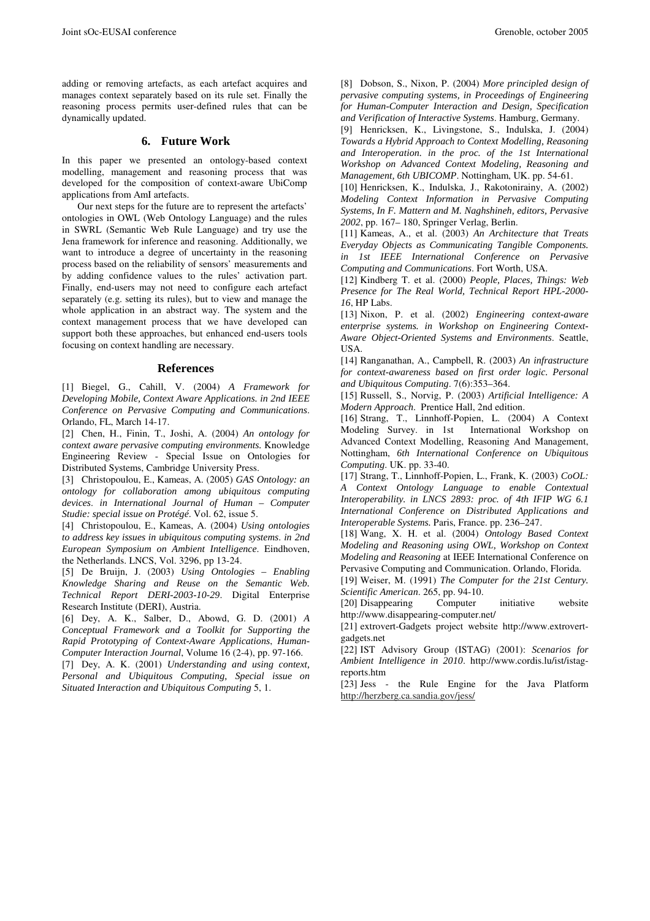adding or removing artefacts, as each artefact acquires and manages context separately based on its rule set. Finally the reasoning process permits user-defined rules that can be dynamically updated.

## 6. Future Work

In this paper we presented an ontology-based context modelling, management and reasoning process that was developed for the composition of context-aware UbiComp applications from AmI artefacts.

Our next steps for the future are to represent the artefacts' ontologies in OWL (Web Ontology Language) and the rules in SWRL (Semantic Web Rule Language) and try use the Jena framework for inference and reasoning. Additionally, we want to introduce a degree of uncertainty in the reasoning process based on the reliability of sensors' measurements and by adding confidence values to the rules' activation part. Finally, end-users may not need to configure each artefact separately (e.g. setting its rules), but to view and manage the whole application in an abstract way. The system and the context management process that we have developed can support both these approaches, but enhanced end-users tools focusing on context handling are necessary.

## References

[1] Biegel, G., Cahill, V. (2004) *A Framework for Developing Mobile, Context Aware Applications. in 2nd IEEE Conference on Pervasive Computing and Communications*. Orlando, FL, March 14-17.

[2] Chen, H., Finin, T., Joshi, A. (2004) *An ontology for context aware pervasive computing environments.* Knowledge Engineering Review - Special Issue on Ontologies for Distributed Systems, Cambridge University Press.

[3] Christopoulou, E., Kameas, A. (2005) *GAS Ontology: an ontology for collaboration among ubiquitous computing devices. in International Journal of Human – Computer Studie: special issue on Protégé.* Vol. 62, issue 5.

[4] Christopoulou, E., Kameas, A. (2004) *Using ontologies to address key issues in ubiquitous computing systems. in 2nd European Symposium on Ambient Intelligence*. Eindhoven, the Netherlands. LNCS, Vol. 3296, pp 13-24.

[5] De Bruijn, J. (2003) *Using Ontologies – Enabling Knowledge Sharing and Reuse on the Semantic Web. Technical Report DERI-2003-10-29*. Digital Enterprise Research Institute (DERI), Austria.

[6] Dey, A. K., Salber, D., Abowd, G. D. (2001) *A Conceptual Framework and a Toolkit for Supporting the Rapid Prototyping of Context-Aware Applications, Human-Computer Interaction Journal*, Volume 16 (2-4), pp. 97-166.

[7] Dey, A. K. (2001) *Understanding and using context, Personal and Ubiquitous Computing, Special issue on Situated Interaction and Ubiquitous Computing* 5, 1.

[8] Dobson, S., Nixon, P. (2004) *More principled design of pervasive computing systems, in Proceedings of Engineering for Human-Computer Interaction and Design, Specification and Verification of Interactive Systems*. Hamburg, Germany.

[9] Henricksen, K., Livingstone, S., Indulska, J. (2004) *Towards a Hybrid Approach to Context Modelling, Reasoning and Interoperation. in the proc. of the 1st International Workshop on Advanced Context Modeling, Reasoning and Management, 6th UBICOMP*. Nottingham, UK. pp. 54-61.

[10] Henricksen, K., Indulska, J., Rakotonirainy, A. (2002) *Modeling Context Information in Pervasive Computing Systems, In F. Mattern and M. Naghshineh, editors, Pervasive 2002*, pp. 167– 180, Springer Verlag, Berlin.

[11] Kameas, A., et al. (2003) *An Architecture that Treats Everyday Objects as Communicating Tangible Components. in 1st IEEE International Conference on Pervasive Computing and Communications*. Fort Worth, USA.

[12] Kindberg T. et al. (2000) *People, Places, Things: Web Presence for The Real World, Technical Report HPL-2000-16*, HP Labs.

[13] Nixon, P. et al. (2002) *Engineering context-aware enterprise systems. in Workshop on Engineering Context-Aware Object-Oriented Systems and Environments*. Seattle, USA.

[14] Ranganathan, A., Campbell, R. (2003) *An infrastructure for context-awareness based on first order logic. Personal and Ubiquitous Computing*. 7(6):353–364.

[15] Russell, S., Norvig, P. (2003) *Artificial Intelligence: A Modern Approach*. Prentice Hall, 2nd edition.

[16] Strang, T., Linnhoff-Popien, L. (2004) A Context Modeling Survey. in 1st International Workshop on Advanced Context Modelling, Reasoning And Management, Nottingham, *6th International Conference on Ubiquitous Computing*. UK. pp. 33-40.

[17] Strang, T., Linnhoff-Popien, L., Frank, K. (2003) *CoOL: A Context Ontology Language to enable Contextual Interoperability. in LNCS 2893: proc. of 4th IFIP WG 6.1 International Conference on Distributed Applications and Interoperable Systems.* Paris, France. pp. 236–247.

[18] Wang, X. H. et al. (2004) *Ontology Based Context Modeling and Reasoning using OWL, Workshop on Context Modeling and Reasoning* at IEEE International Conference on Pervasive Computing and Communication. Orlando, Florida.

[19] Weiser, M. (1991) *The Computer for the 21st Century. Scientific American*. 265, pp. 94-10.

[20] Disappearing Computer initiative website http://www.disappearing-computer.net/

[21] extrovert-Gadgets project website http://www.extrovert-gadgets.net

[22] IST Advisory Group (ISTAG) (2001): *Scenarios for Ambient Intelligence in 2010*. http://www.cordis.lu/ist/istag-reports.htm

[23] Jess - the Rule Engine for the Java Platform http://herzberg.ca.sandia.gov/jess/